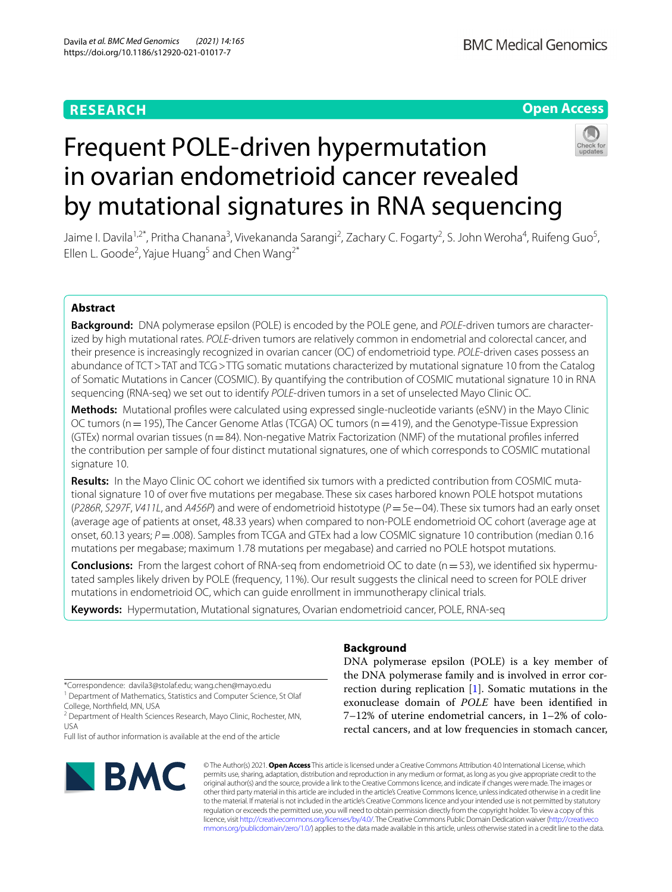**RESEARCH** **Open Access**

# Frequent POLE-driven hypermutation in ovarian endometrioid cancer revealed by mutational signatures in RNA sequencing

Jaime I. Davila[1,2*], Pritha Chanana[3], Vivekananda Sarangi[2], Zachary C. Fogarty[2], S. John Weroha[4], Ruifeng Guo[5], Ellen L. Goode[2], Yajue Huang[5] and Chen Wang[2*]

## Abstract

**Background:** DNA polymerase epsilon (POLE) is encoded by the POLE gene, and *POLE*-driven tumors are characterized by high mutational rates. *POLE*-driven tumors are relatively common in endometrial and colorectal cancer, and their presence is increasingly recognized in ovarian cancer (OC) of endometrioid type. *POLE*-driven cases possess an abundance of TCT > TAT and TCG > TTG somatic mutations characterized by mutational signature 10 from the Catalog of Somatic Mutations in Cancer (COSMIC). By quantifying the contribution of COSMIC mutational signature 10 in RNA sequencing (RNA-seq) we set out to identify *POLE*-driven tumors in a set of unselected Mayo Clinic OC.

**Methods:** Mutational profiles were calculated using expressed single-nucleotide variants (eSNV) in the Mayo Clinic OC tumors (n = 195), The Cancer Genome Atlas (TCGA) OC tumors (n = 419), and the Genotype-Tissue Expression (GTEx) normal ovarian tissues (n = 84). Non-negative Matrix Factorization (NMF) of the mutational profiles inferred the contribution per sample of four distinct mutational signatures, one of which corresponds to COSMIC mutational signature 10.

**Results:** In the Mayo Clinic OC cohort we identified six tumors with a predicted contribution from COSMIC mutational signature 10 of over five mutations per megabase. These six cases harbored known POLE hotspot mutations (*P286R*, *S297F*, *V411L*, and *A456P*) and were of endometrioid histotype (*P* = 5e−04). These six tumors had an early onset (average age of patients at onset, 48.33 years) when compared to non-POLE endometrioid OC (average age at onset, 60.13 years; *P* = .008). Samples from TCGA and GTEx had a low COSMIC signature 10 contribution (median 0.16 mutations per megabase; maximum 1.78 mutations per megabase) and carried no POLE hotspot mutations.

**Conclusions:** From the largest cohort of RNA-seq from endometrioid OC to date (n = 53), we identified six hypermutated samples likely driven by POLE (frequency, 11%). Our result suggests the clinical need to screen for POLE driver mutations in endometrioid OC, which can guide enrollment in immunotherapy clinical trials.

**Keywords:** Hypermutation, Mutational signatures, Ovarian endometrioid cancer, POLE, RNA-seq

## Background

DNA polymerase epsilon (POLE) is a key member of the DNA polymerase family and is involved in error correction during replication [1]. Somatic mutations in the exonuclease domain of *POLE* have been identified in 7–12% of uterine endometrial cancers, in 1–2% of colorectal cancers, and at low frequencies in stomach cancer,

*Correspondence: davila3@stolaf.edu; wang.chen@mayo.edu
[1] Department of Mathematics, Statistics and Computer Science, St Olaf College, Northfield, MN, USA
[2] Department of Health Sciences Research, Mayo Clinic, Rochester, MN, USA
Full list of author information is available at the end of the article

© The Author(s) 2021. **Open Access** This article is licensed under a Creative Commons Attribution 4.0 International License, which permits use, sharing, adaptation, distribution and reproduction in any medium or format, as long as you give appropriate credit to the original author(s) and the source, provide a link to the Creative Commons licence, and indicate if changes were made. The images or other third party material in this article are included in the article's Creative Commons licence, unless indicated otherwise in a credit line to the material. If material is not included in the article's Creative Commons licence and your intended use is not permitted by statutory regulation or exceeds the permitted use, you will need to obtain permission directly from the copyright holder. To view a copy of this licence, visit http://creativecommons.org/licenses/by/4.0/. The Creative Commons Public Domain Dedication waiver (http://creativecommons.org/publicdomain/zero/1.0/) applies to the data made available in this article, unless otherwise stated in a credit line to the data.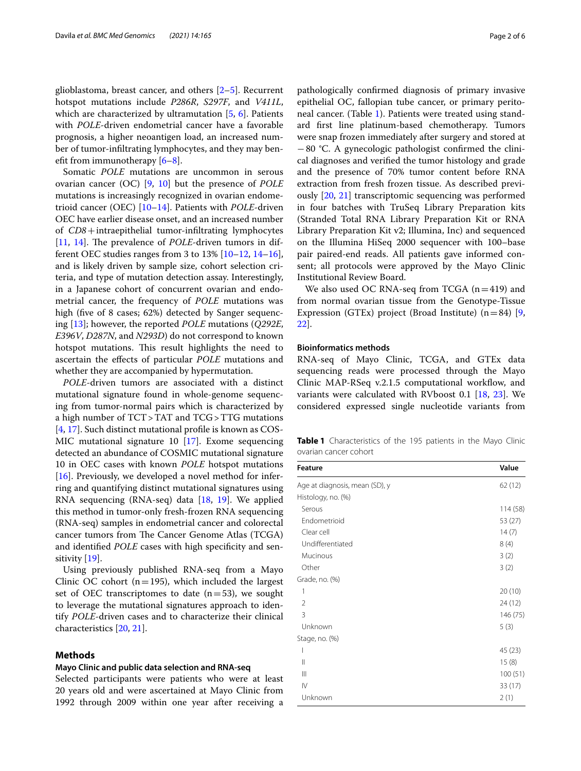glioblastoma, breast cancer, and others [2–5]. Recurrent hotspot mutations include *P286R*, *S297F*, and *V411L*, which are characterized by ultramutation [5, 6]. Patients with *POLE*-driven endometrial cancer have a favorable prognosis, a higher neoantigen load, an increased number of tumor-infiltrating lymphocytes, and they may benefit from immunotherapy [6–8].

Somatic *POLE* mutations are uncommon in serous ovarian cancer (OC) [9, 10] but the presence of *POLE* mutations is increasingly recognized in ovarian endometrioid cancer (OEC) [10–14]. Patients with *POLE*-driven OEC have earlier disease onset, and an increased number of *CD8*+intraepithelial tumor-infiltrating lymphocytes [11, 14]. The prevalence of *POLE*-driven tumors in different OEC studies ranges from 3 to 13% [10–12, 14–16], and is likely driven by sample size, cohort selection criteria, and type of mutation detection assay. Interestingly, in a Japanese cohort of concurrent ovarian and endometrial cancer, the frequency of *POLE* mutations was high (five of 8 cases; 62%) detected by Sanger sequencing [13]; however, the reported *POLE* mutations (*Q292E*, *E396V*, *D287N*, and *N293D*) do not correspond to known hotspot mutations. This result highlights the need to ascertain the effects of particular *POLE* mutations and whether they are accompanied by hypermutation.

*POLE*-driven tumors are associated with a distinct mutational signature found in whole-genome sequencing from tumor-normal pairs which is characterized by a high number of TCT > TAT and TCG > TTG mutations [4, 17]. Such distinct mutational profile is known as COSMIC mutational signature 10 [17]. Exome sequencing detected an abundance of COSMIC mutational signature 10 in OEC cases with known *POLE* hotspot mutations [16]. Previously, we developed a novel method for inferring and quantifying distinct mutational signatures using RNA sequencing (RNA-seq) data [18, 19]. We applied this method in tumor-only fresh-frozen RNA sequencing (RNA-seq) samples in endometrial cancer and colorectal cancer tumors from The Cancer Genome Atlas (TCGA) and identified *POLE* cases with high specificity and sensitivity [19].

Using previously published RNA-seq from a Mayo Clinic OC cohort (n = 195), which included the largest set of OEC transcriptomes to date (n = 53), we sought to leverage the mutational signatures approach to identify *POLE*-driven cases and to characterize their clinical characteristics [20, 21].

## Methods

### Mayo Clinic and public data selection and RNA-seq

Selected participants were patients who were at least 20 years old and were ascertained at Mayo Clinic from 1992 through 2009 within one year after receiving a pathologically confirmed diagnosis of primary invasive epithelial OC, fallopian tube cancer, or primary peritoneal cancer. (Table 1). Patients were treated using standard first line platinum-based chemotherapy. Tumors were snap frozen immediately after surgery and stored at −80 °C. A gynecologic pathologist confirmed the clinical diagnoses and verified the tumor histology and grade and the presence of 70% tumor content before RNA extraction from fresh frozen tissue. As described previously [20, 21] transcriptomic sequencing was performed in four batches with TruSeq Library Preparation kits (Stranded Total RNA Library Preparation Kit or RNA Library Preparation Kit v2; Illumina, Inc) and sequenced on the Illumina HiSeq 2000 sequencer with 100–base pair paired-end reads. All patients gave informed consent; all protocols were approved by the Mayo Clinic Institutional Review Board.

We also used OC RNA-seq from TCGA (n = 419) and from normal ovarian tissue from the Genotype-Tissue Expression (GTEx) project (Broad Institute) (n = 84) [9, 22].

### Bioinformatics methods

RNA-seq of Mayo Clinic, TCGA, and GTEx data sequencing reads were processed through the Mayo Clinic MAP-RSeq v.2.1.5 computational workflow, and variants were calculated with RVboost 0.1 [18, 23]. We considered expressed single nucleotide variants from

**Table 1** Characteristics of the 195 patients in the Mayo Clinic ovarian cancer cohort

| Feature | Value |
|---|---|
| Age at diagnosis, mean (SD), y | 62 (12) |
| Histology, no. (%) | |
| Serous | 114 (58) |
| Endometrioid | 53 (27) |
| Clear cell | 14 (7) |
| Undifferentiated | 8 (4) |
| Mucinous | 3 (2) |
| Other | 3 (2) |
| Grade, no. (%) | |
| 1 | 20 (10) |
| 2 | 24 (12) |
| 3 | 146 (75) |
| Unknown | 5 (3) |
| Stage, no. (%) | |
| I | 45 (23) |
| II | 15 (8) |
| III | 100 (51) |
| IV | 33 (17) |
| Unknown | 2 (1) |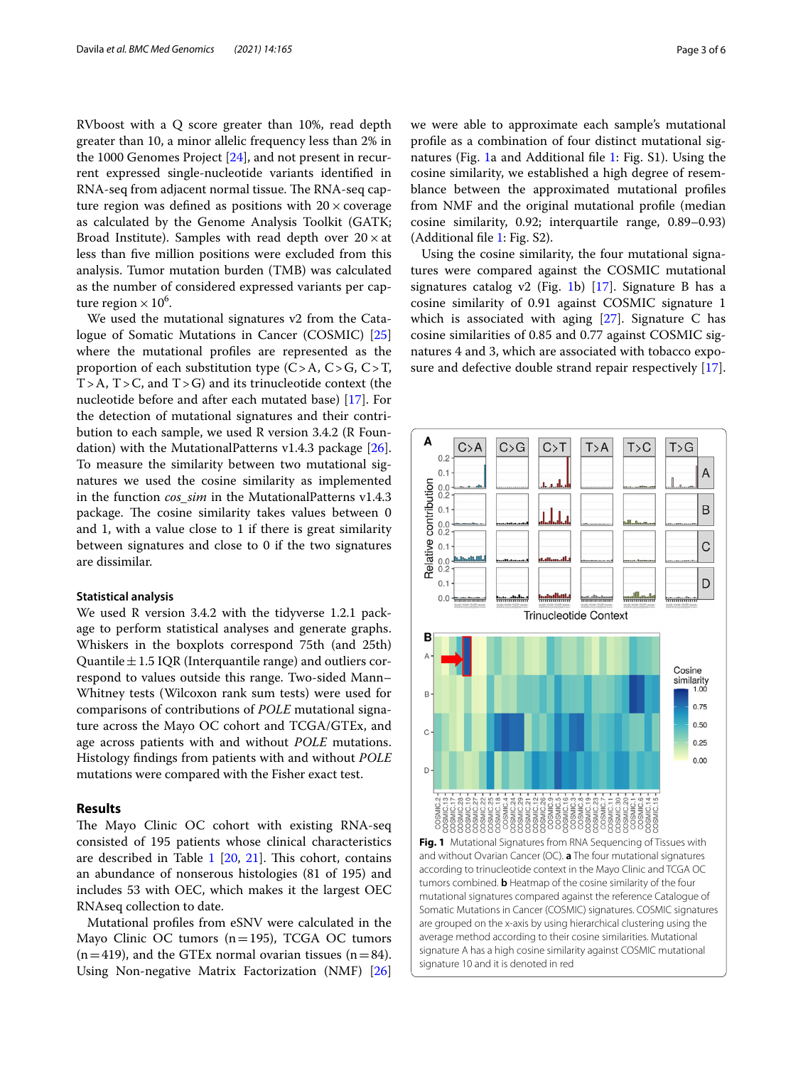RVboost with a Q score greater than 10%, read depth greater than 10, a minor allelic frequency less than 2% in the 1000 Genomes Project [24], and not present in recurrent expressed single-nucleotide variants identified in RNA-seq from adjacent normal tissue. The RNA-seq capture region was defined as positions with $20\times$ coverage as calculated by the Genome Analysis Toolkit (GATK; Broad Institute). Samples with read depth over $20\times$ at less than five million positions were excluded from this analysis. Tumor mutation burden (TMB) was calculated as the number of considered expressed variants per capture region $\times 10^6$.

We used the mutational signatures v2 from the Catalogue of Somatic Mutations in Cancer (COSMIC) [25] where the mutational profiles are represented as the proportion of each substitution type (C > A, C > G, C > T, T > A, T > C, and T > G) and its trinucleotide context (the nucleotide before and after each mutated base) [17]. For the detection of mutational signatures and their contribution to each sample, we used R version 3.4.2 (R Foundation) with the MutationalPatterns v1.4.3 package [26]. To measure the similarity between two mutational signatures we used the cosine similarity as implemented in the function *cos_sim* in the MutationalPatterns v1.4.3 package. The cosine similarity takes values between 0 and 1, with a value close to 1 if there is great similarity between signatures and close to 0 if the two signatures are dissimilar.

### Statistical analysis

We used R version 3.4.2 with the tidyverse 1.2.1 package to perform statistical analyses and generate graphs. Whiskers in the boxplots correspond 75th (and 25th) Quantile $\pm$ 1.5 IQR (Interquantile range) and outliers correspond to values outside this range. Two-sided Mann–Whitney tests (Wilcoxon rank sum tests) were used for comparisons of contributions of *POLE* mutational signature across the Mayo OC cohort and TCGA/GTEx, and age across patients with and without *POLE* mutations. Histology findings from patients with and without *POLE* mutations were compared with the Fisher exact test.

## Results

The Mayo Clinic OC cohort with existing RNA-seq consisted of 195 patients whose clinical characteristics are described in Table 1 [20, 21]. This cohort, contains an abundance of nonserous histologies (81 of 195) and includes 53 with OEC, which makes it the largest OEC RNAseq collection to date.

Mutational profiles from eSNV were calculated in the Mayo Clinic OC tumors (n = 195), TCGA OC tumors (n = 419), and the GTEx normal ovarian tissues (n = 84). Using Non-negative Matrix Factorization (NMF) [26] we were able to approximate each sample's mutational profile as a combination of four distinct mutational signatures (Fig. 1a and Additional file 1: Fig. S1). Using the cosine similarity, we established a high degree of resemblance between the approximated mutational profiles from NMF and the original mutational profile (median cosine similarity, 0.92; interquartile range, 0.89–0.93) (Additional file 1: Fig. S2).

Using the cosine similarity, the four mutational signatures were compared against the COSMIC mutational signatures catalog v2 (Fig. 1b) [17]. Signature B has a cosine similarity of 0.91 against COSMIC signature 1 which is associated with aging [27]. Signature C has cosine similarities of 0.85 and 0.77 against COSMIC signatures 4 and 3, which are associated with tobacco exposure and defective double strand repair respectively [17].

**Fig. 1** Mutational Signatures from RNA Sequencing of Tissues with and without Ovarian Cancer (OC). **a** The four mutational signatures according to trinucleotide context in the Mayo Clinic and TCGA OC tumors combined. **b** Heatmap of the cosine similarity of the four mutational signatures compared against the reference Catalogue of Somatic Mutations in Cancer (COSMIC) signatures. COSMIC signatures are grouped on the x-axis by using hierarchical clustering using the average method according to their cosine similarities. Mutational signature A has a high cosine similarity against COSMIC mutational signature 10 and it is denoted in red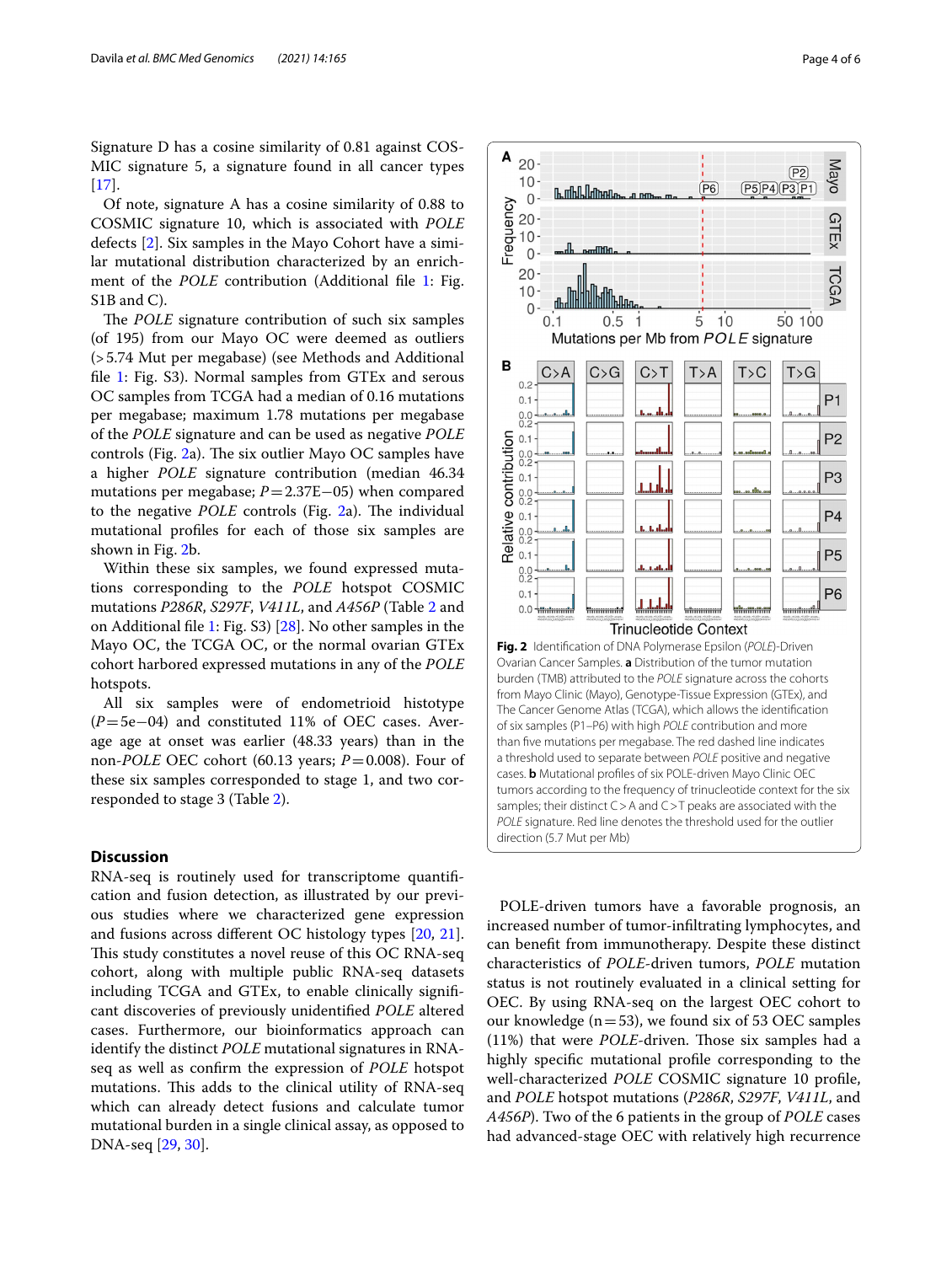Signature D has a cosine similarity of 0.81 against COSMIC signature 5, a signature found in all cancer types [17].

Of note, signature A has a cosine similarity of 0.88 to COSMIC signature 10, which is associated with *POLE* defects [2]. Six samples in the Mayo Cohort have a similar mutational distribution characterized by an enrichment of the *POLE* contribution (Additional file 1: Fig. S1B and C).

The *POLE* signature contribution of such six samples (of 195) from our Mayo OC were deemed as outliers (>5.74 Mut per megabase) (see Methods and Additional file 1: Fig. S3). Normal samples from GTEx and serous OC samples from TCGA had a median of 0.16 mutations per megabase; maximum 1.78 mutations per megabase of the *POLE* signature and can be used as negative *POLE* controls (Fig. 2a). The six outlier Mayo OC samples have a higher *POLE* signature contribution (median 46.34 mutations per megabase; $P = 2.37E{-}05$) when compared to the negative *POLE* controls (Fig. 2a). The individual mutational profiles for each of those six samples are shown in Fig. 2b.

Within these six samples, we found expressed mutations corresponding to the *POLE* hotspot COSMIC mutations *P286R*, *S297F*, *V411L*, and *A456P* (Table 2 and on Additional file 1: Fig. S3) [28]. No other samples in the Mayo OC, the TCGA OC, or the normal ovarian GTEx cohort harbored expressed mutations in any of the *POLE* hotspots.

All six samples were of endometrioid histotype ($P = 5e{-}04$) and constituted 11% of OEC cases. Average age at onset was earlier (48.33 years) than in the non-*POLE* OEC cohort (60.13 years; $P = 0.008$). Four of these six samples corresponded to stage 1, and two corresponded to stage 3 (Table 2).

**Fig. 2** Identification of DNA Polymerase Epsilon (*POLE*)-Driven Ovarian Cancer Samples. **a** Distribution of the tumor mutation burden (TMB) attributed to the *POLE* signature across the cohorts from Mayo Clinic (Mayo), Genotype-Tissue Expression (GTEx), and The Cancer Genome Atlas (TCGA), which allows the identification of six samples (P1–P6) with high *POLE* contribution and more than five mutations per megabase. The red dashed line indicates a threshold used to separate between *POLE* positive and negative cases. **b** Mutational profiles of six POLE-driven Mayo Clinic OEC tumors according to the frequency of trinucleotide context for the six samples; their distinct C > A and C > T peaks are associated with the *POLE* signature. Red line denotes the threshold used for the outlier direction (5.7 Mut per Mb)

## Discussion

RNA-seq is routinely used for transcriptome quantification and fusion detection, as illustrated by our previous studies where we characterized gene expression and fusions across different OC histology types [20, 21]. This study constitutes a novel reuse of this OC RNA-seq cohort, along with multiple public RNA-seq datasets including TCGA and GTEx, to enable clinically significant discoveries of previously unidentified *POLE* altered cases. Furthermore, our bioinformatics approach can identify the distinct *POLE* mutational signatures in RNA-seq as well as confirm the expression of *POLE* hotspot mutations. This adds to the clinical utility of RNA-seq which can already detect fusions and calculate tumor mutational burden in a single clinical assay, as opposed to DNA-seq [29, 30].

POLE-driven tumors have a favorable prognosis, an increased number of tumor-infiltrating lymphocytes, and can benefit from immunotherapy. Despite these distinct characteristics of *POLE*-driven tumors, *POLE* mutation status is not routinely evaluated in a clinical setting for OEC. By using RNA-seq on the largest OEC cohort to our knowledge ($n = 53$), we found six of 53 OEC samples (11%) that were *POLE*-driven. Those six samples had a highly specific mutational profile corresponding to the well-characterized *POLE* COSMIC signature 10 profile, and *POLE* hotspot mutations (*P286R*, *S297F*, *V411L*, and *A456P*). Two of the 6 patients in the group of *POLE* cases had advanced-stage OEC with relatively high recurrence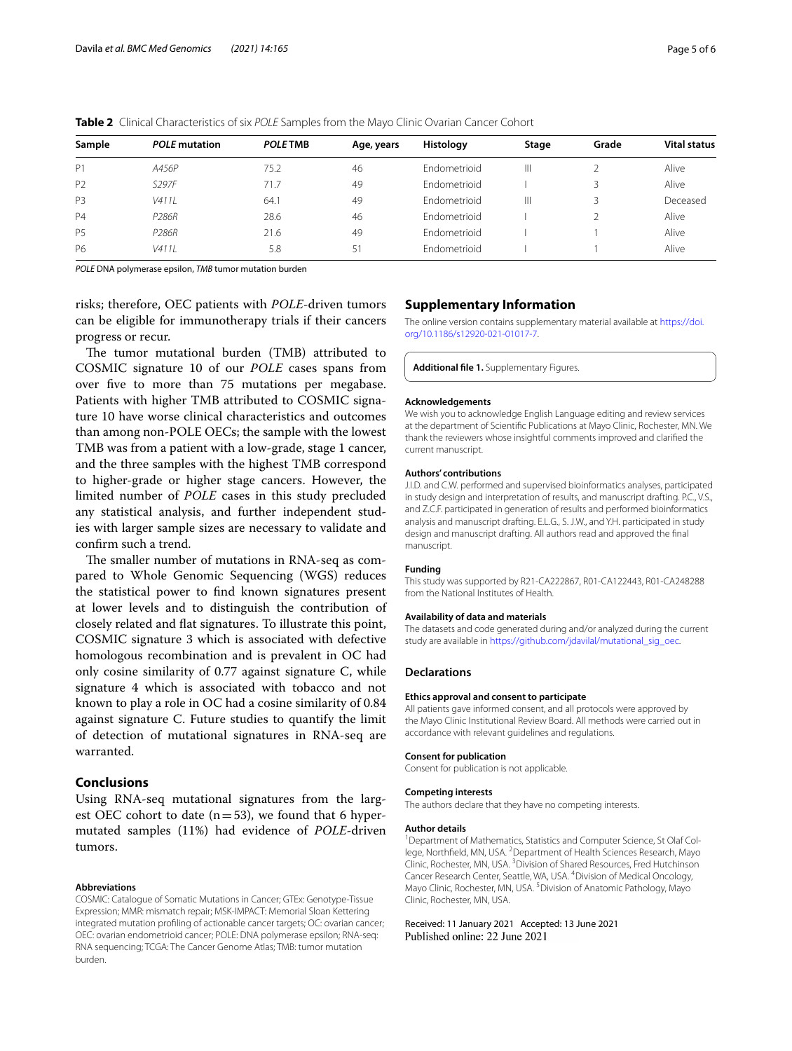**Table 2** Clinical Characteristics of six *POLE* Samples from the Mayo Clinic Ovarian Cancer Cohort

| Sample | *POLE* mutation | *POLE* TMB | Age, years | Histology | Stage | Grade | Vital status |
|---|---|---|---|---|---|---|---|
| P1 | *A456P* | 75.2 | 46 | Endometrioid | III | 2 | Alive |
| P2 | *S297F* | 71.7 | 49 | Endometrioid | I | 3 | Alive |
| P3 | *V411L* | 64.1 | 49 | Endometrioid | III | 3 | Deceased |
| P4 | *P286R* | 28.6 | 46 | Endometrioid | I | 2 | Alive |
| P5 | *P286R* | 21.6 | 49 | Endometrioid | I | 1 | Alive |
| P6 | *V411L* | 5.8 | 51 | Endometrioid | I | 1 | Alive |

*POLE* DNA polymerase epsilon, *TMB* tumor mutation burden

risks; therefore, OEC patients with *POLE*-driven tumors can be eligible for immunotherapy trials if their cancers progress or recur.

The tumor mutational burden (TMB) attributed to COSMIC signature 10 of our *POLE* cases spans from over five to more than 75 mutations per megabase. Patients with higher TMB attributed to COSMIC signature 10 have worse clinical characteristics and outcomes than among non-POLE OECs; the sample with the lowest TMB was from a patient with a low-grade, stage 1 cancer, and the three samples with the highest TMB correspond to higher-grade or higher stage cancers. However, the limited number of *POLE* cases in this study precluded any statistical analysis, and further independent studies with larger sample sizes are necessary to validate and confirm such a trend.

The smaller number of mutations in RNA-seq as compared to Whole Genomic Sequencing (WGS) reduces the statistical power to find known signatures present at lower levels and to distinguish the contribution of closely related and flat signatures. To illustrate this point, COSMIC signature 3 which is associated with defective homologous recombination and is prevalent in OC had only cosine similarity of 0.77 against signature C, while signature 4 which is associated with tobacco and not known to play a role in OC had a cosine similarity of 0.84 against signature C. Future studies to quantify the limit of detection of mutational signatures in RNA-seq are warranted.

## Conclusions

Using RNA-seq mutational signatures from the largest OEC cohort to date ($n=53$), we found that 6 hypermutated samples (11%) had evidence of *POLE*-driven tumors.

#### Abbreviations

COSMIC: Catalogue of Somatic Mutations in Cancer; GTEx: Genotype-Tissue Expression; MMR: mismatch repair; MSK-IMPACT: Memorial Sloan Kettering integrated mutation profiling of actionable cancer targets; OC: ovarian cancer; OEC: ovarian endometrioid cancer; POLE: DNA polymerase epsilon; RNA-seq: RNA sequencing; TCGA: The Cancer Genome Atlas; TMB: tumor mutation burden.

## Supplementary Information

The online version contains supplementary material available at https://doi.org/10.1186/s12920-021-01017-7.

**Additional file 1.** Supplementary Figures.

#### Acknowledgements

We wish you to acknowledge English Language editing and review services at the department of Scientific Publications at Mayo Clinic, Rochester, MN. We thank the reviewers whose insightful comments improved and clarified the current manuscript.

#### Authors' contributions

J.I.D. and C.W. performed and supervised bioinformatics analyses, participated in study design and interpretation of results, and manuscript drafting. P.C., V.S., and Z.C.F. participated in generation of results and performed bioinformatics analysis and manuscript drafting. E.L.G., S. J.W., and Y.H. participated in study design and manuscript drafting. All authors read and approved the final manuscript.

#### Funding

This study was supported by R21-CA222867, R01-CA122443, R01-CA248288 from the National Institutes of Health.

#### Availability of data and materials

The datasets and code generated during and/or analyzed during the current study are available in https://github.com/jdavilal/mutational_sig_oec.

## Declarations

#### Ethics approval and consent to participate

All patients gave informed consent, and all protocols were approved by the Mayo Clinic Institutional Review Board. All methods were carried out in accordance with relevant guidelines and regulations.

#### Consent for publication

Consent for publication is not applicable.

#### Competing interests

The authors declare that they have no competing interests.

#### Author details

[1]Department of Mathematics, Statistics and Computer Science, St Olaf College, Northfield, MN, USA. [2]Department of Health Sciences Research, Mayo Clinic, Rochester, MN, USA. [3]Division of Shared Resources, Fred Hutchinson Cancer Research Center, Seattle, WA, USA. [4]Division of Medical Oncology, Mayo Clinic, Rochester, MN, USA. [5]Division of Anatomic Pathology, Mayo Clinic, Rochester, MN, USA.

Received: 11 January 2021 Accepted: 13 June 2021
Published online: 22 June 2021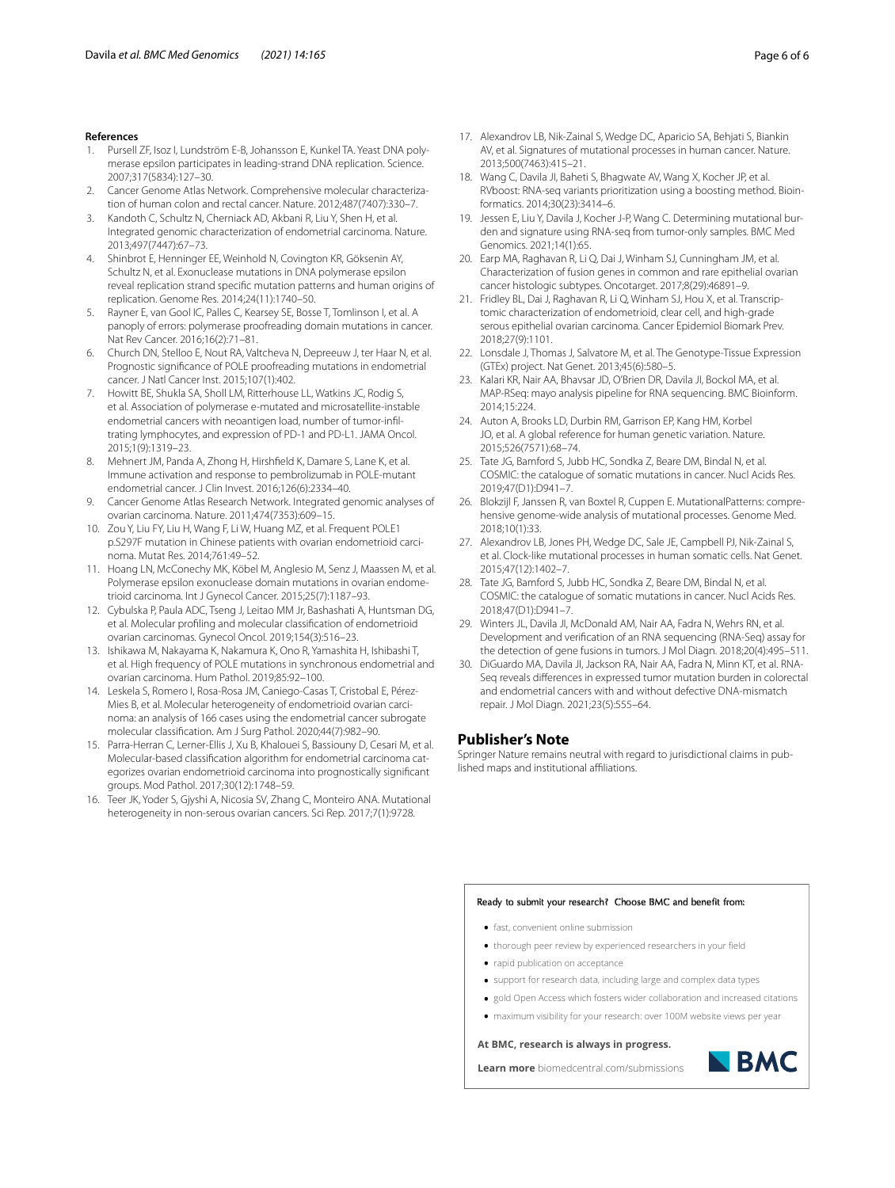## References

1. Pursell ZF, Isoz I, Lundström E-B, Johansson E, Kunkel TA. Yeast DNA polymerase epsilon participates in leading-strand DNA replication. Science. 2007;317(5834):127–30.
2. Cancer Genome Atlas Network. Comprehensive molecular characterization of human colon and rectal cancer. Nature. 2012;487(7407):330–7.
3. Kandoth C, Schultz N, Cherniack AD, Akbani R, Liu Y, Shen H, et al. Integrated genomic characterization of endometrial carcinoma. Nature. 2013;497(7447):67–73.
4. Shinbrot E, Henninger EE, Weinhold N, Covington KR, Göksenin AY, Schultz N, et al. Exonuclease mutations in DNA polymerase epsilon reveal replication strand specific mutation patterns and human origins of replication. Genome Res. 2014;24(11):1740–50.
5. Rayner E, van Gool IC, Palles C, Kearsey SE, Bosse T, Tomlinson I, et al. A panoply of errors: polymerase proofreading domain mutations in cancer. Nat Rev Cancer. 2016;16(2):71–81.
6. Church DN, Stelloo E, Nout RA, Valtcheva N, Depreeuw J, ter Haar N, et al. Prognostic significance of POLE proofreading mutations in endometrial cancer. J Natl Cancer Inst. 2015;107(1):402.
7. Howitt BE, Shukla SA, Sholl LM, Ritterhouse LL, Watkins JC, Rodig S, et al. Association of polymerase e-mutated and microsatellite-instable endometrial cancers with neoantigen load, number of tumor-infiltrating lymphocytes, and expression of PD-1 and PD-L1. JAMA Oncol. 2015;1(9):1319–23.
8. Mehnert JM, Panda A, Zhong H, Hirshfield K, Damare S, Lane K, et al. Immune activation and response to pembrolizumab in POLE-mutant endometrial cancer. J Clin Invest. 2016;126(6):2334–40.
9. Cancer Genome Atlas Research Network. Integrated genomic analyses of ovarian carcinoma. Nature. 2011;474(7353):609–15.
10. Zou Y, Liu FY, Liu H, Wang F, Li W, Huang MZ, et al. Frequent POLE1 p.S297F mutation in Chinese patients with ovarian endometrioid carcinoma. Mutat Res. 2014;761:49–52.
11. Hoang LN, McConechy MK, Köbel M, Anglesio M, Senz J, Maassen M, et al. Polymerase epsilon exonuclease domain mutations in ovarian endometrioid carcinoma. Int J Gynecol Cancer. 2015;25(7):1187–93.
12. Cybulska P, Paula ADC, Tseng J, Leitao MM Jr, Bashashati A, Huntsman DG, et al. Molecular profiling and molecular classification of endometrioid ovarian carcinomas. Gynecol Oncol. 2019;154(3):516–23.
13. Ishikawa M, Nakayama K, Nakamura K, Ono R, Yamashita H, Ishibashi T, et al. High frequency of POLE mutations in synchronous endometrial and ovarian carcinoma. Hum Pathol. 2019;85:92–100.
14. Leskela S, Romero I, Rosa-Rosa JM, Caniego-Casas T, Cristobal E, Pérez-Mies B, et al. Molecular heterogeneity of endometrioid ovarian carcinoma: an analysis of 166 cases using the endometrial cancer subrogate molecular classification. Am J Surg Pathol. 2020;44(7):982–90.
15. Parra-Herran C, Lerner-Ellis J, Xu B, Khalouei S, Bassiouny D, Cesari M, et al. Molecular-based classification algorithm for endometrial carcinoma categorizes ovarian endometrioid carcinoma into prognostically significant groups. Mod Pathol. 2017;30(12):1748–59.
16. Teer JK, Yoder S, Gjyshi A, Nicosia SV, Zhang C, Monteiro ANA. Mutational heterogeneity in non-serous ovarian cancers. Sci Rep. 2017;7(1):9728.
17. Alexandrov LB, Nik-Zainal S, Wedge DC, Aparicio SA, Behjati S, Biankin AV, et al. Signatures of mutational processes in human cancer. Nature. 2013;500(7463):415–21.
18. Wang C, Davila JI, Baheti S, Bhagwate AV, Wang X, Kocher JP, et al. RVboost: RNA-seq variants prioritization using a boosting method. Bioinformatics. 2014;30(23):3414–6.
19. Jessen E, Liu Y, Davila J, Kocher J-P, Wang C. Determining mutational burden and signature using RNA-seq from tumor-only samples. BMC Med Genomics. 2021;14(1):65.
20. Earp MA, Raghavan R, Li Q, Dai J, Winham SJ, Cunningham JM, et al. Characterization of fusion genes in common and rare epithelial ovarian cancer histologic subtypes. Oncotarget. 2017;8(29):46891–9.
21. Fridley BL, Dai J, Raghavan R, Li Q, Winham SJ, Hou X, et al. Transcriptomic characterization of endometrioid, clear cell, and high-grade serous epithelial ovarian carcinoma. Cancer Epidemiol Biomark Prev. 2018;27(9):1101.
22. Lonsdale J, Thomas J, Salvatore M, et al. The Genotype-Tissue Expression (GTEx) project. Nat Genet. 2013;45(6):580–5.
23. Kalari KR, Nair AA, Bhavsar JD, O'Brien DR, Davila JI, Bockol MA, et al. MAP-RSeq: mayo analysis pipeline for RNA sequencing. BMC Bioinform. 2014;15:224.
24. Auton A, Brooks LD, Durbin RM, Garrison EP, Kang HM, Korbel JO, et al. A global reference for human genetic variation. Nature. 2015;526(7571):68–74.
25. Tate JG, Bamford S, Jubb HC, Sondka Z, Beare DM, Bindal N, et al. COSMIC: the catalogue of somatic mutations in cancer. Nucl Acids Res. 2019;47(D1):D941–7.
26. Blokzijl F, Janssen R, van Boxtel R, Cuppen E. MutationalPatterns: comprehensive genome-wide analysis of mutational processes. Genome Med. 2018;10(1):33.
27. Alexandrov LB, Jones PH, Wedge DC, Sale JE, Campbell PJ, Nik-Zainal S, et al. Clock-like mutational processes in human somatic cells. Nat Genet. 2015;47(12):1402–7.
28. Tate JG, Bamford S, Jubb HC, Sondka Z, Beare DM, Bindal N, et al. COSMIC: the catalogue of somatic mutations in cancer. Nucl Acids Res. 2018;47(D1):D941–7.
29. Winters JL, Davila JI, McDonald AM, Nair AA, Fadra N, Wehrs RN, et al. Development and verification of an RNA sequencing (RNA-Seq) assay for the detection of gene fusions in tumors. J Mol Diagn. 2018;20(4):495–511.
30. DiGuardo MA, Davila JI, Jackson RA, Nair AA, Fadra N, Minn KT, et al. RNA-Seq reveals differences in expressed tumor mutation burden in colorectal and endometrial cancers with and without defective DNA-mismatch repair. J Mol Diagn. 2021;23(5):555–64.

## Publisher's Note

Springer Nature remains neutral with regard to jurisdictional claims in published maps and institutional affiliations.

Ready to submit your research? Choose BMC and benefit from:

- fast, convenient online submission
- thorough peer review by experienced researchers in your field
- rapid publication on acceptance
- support for research data, including large and complex data types
- gold Open Access which fosters wider collaboration and increased citations
- maximum visibility for your research: over 100M website views per year

**At BMC, research is always in progress.**

**Learn more** biomedcentral.com/submissions

BMC